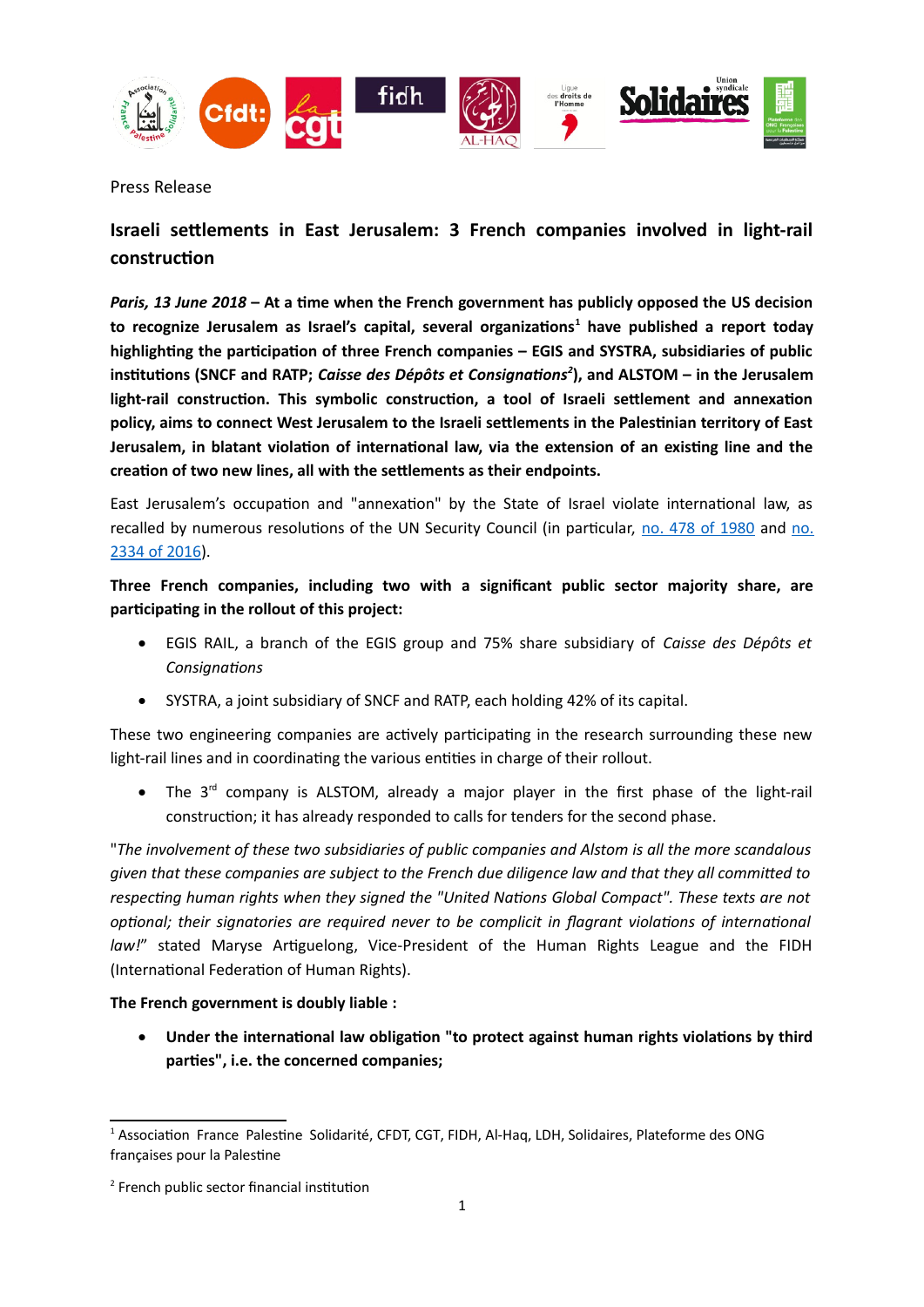Press Release

## Israeli settlements in East Jerusalem: 3 French companies involved in light-rail construction

***Paris, 13 June 2018* – At a time when the French government has publicly opposed the US decision to recognize Jerusalem as Israel's capital, several organizations[1] have published a report today highlighting the participation of three French companies – EGIS and SYSTRA, subsidiaries of public institutions (SNCF and RATP; *Caisse des Dépôts et Consignations*[2]), and ALSTOM – in the Jerusalem light-rail construction. This symbolic construction, a tool of Israeli settlement and annexation policy, aims to connect West Jerusalem to the Israeli settlements in the Palestinian territory of East Jerusalem, in blatant violation of international law, via the extension of an existing line and the creation of two new lines, all with the settlements as their endpoints.**

East Jerusalem's occupation and "annexation" by the State of Israel violate international law, as recalled by numerous resolutions of the UN Security Council (in particular, [no. 478 of 1980]() and [no. 2334 of 2016]()).

**Three French companies, including two with a significant public sector majority share, are participating in the rollout of this project:**

- EGIS RAIL, a branch of the EGIS group and 75% share subsidiary of *Caisse des Dépôts et Consignations*
- SYSTRA, a joint subsidiary of SNCF and RATP, each holding 42% of its capital.

These two engineering companies are actively participating in the research surrounding these new light-rail lines and in coordinating the various entities in charge of their rollout.

- The 3rd company is ALSTOM, already a major player in the first phase of the light-rail construction; it has already responded to calls for tenders for the second phase.

"*The involvement of these two subsidiaries of public companies and Alstom is all the more scandalous given that these companies are subject to the French due diligence law and that they all committed to respecting human rights when they signed the "United Nations Global Compact". These texts are not optional; their signatories are required never to be complicit in flagrant violations of international law!*" stated Maryse Artiguelong, Vice-President of the Human Rights League and the FIDH (International Federation of Human Rights).

**The French government is doubly liable :**

- **Under the international law obligation "to protect against human rights violations by third parties", i.e. the concerned companies;**

---

[1] Association France Palestine Solidarité, CFDT, CGT, FIDH, Al-Haq, LDH, Solidaires, Plateforme des ONG françaises pour la Palestine

[2] French public sector financial institution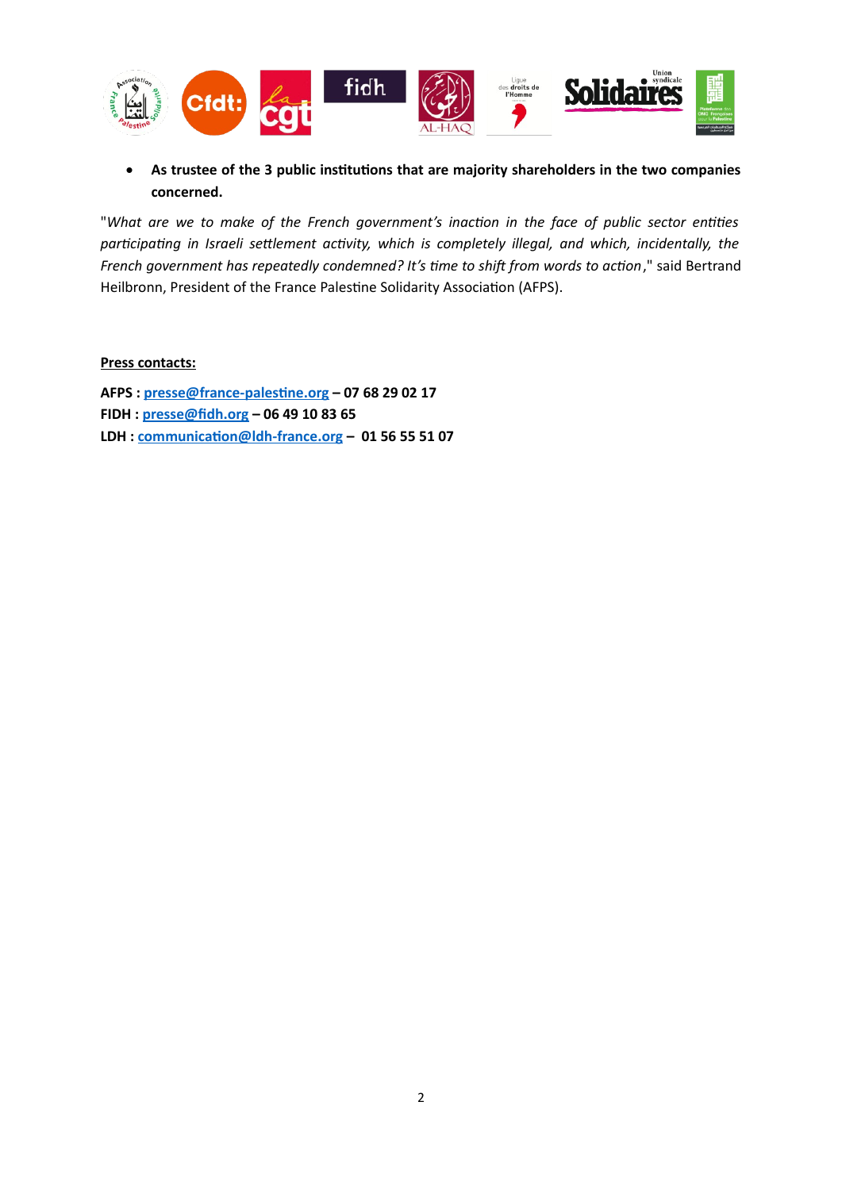- **As trustee of the 3 public institutions that are majority shareholders in the two companies concerned.**

"*What are we to make of the French government's inaction in the face of public sector entities participating in Israeli settlement activity, which is completely illegal, and which, incidentally, the French government has repeatedly condemned? It's time to shift from words to action*," said Bertrand Heilbronn, President of the France Palestine Solidarity Association (AFPS).

**Press contacts:**

**AFPS : presse@france-palestine.org – 07 68 29 02 17**
**FIDH : presse@fidh.org – 06 49 10 83 65**
**LDH : communication@ldh-france.org – 01 56 55 51 07**